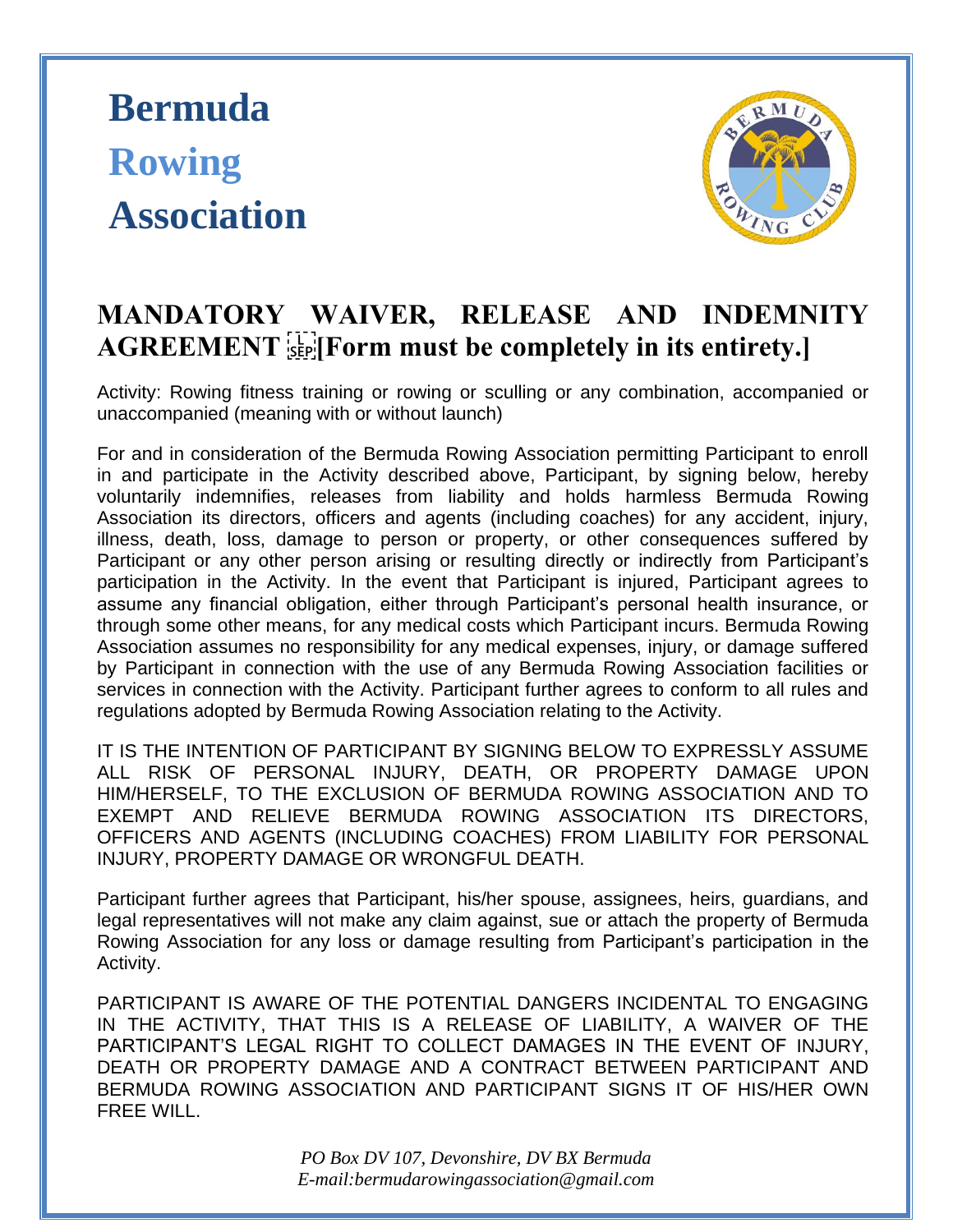# Bermuda Rowing Association

## MANDATORY WAIVER, RELEASE AND INDEMNITY AGREEMENT [Form must be completely in its entirety.]

Activity: Rowing fitness training or rowing or sculling or any combination, accompanied or unaccompanied (meaning with or without launch)

For and in consideration of the Bermuda Rowing Association permitting Participant to enroll in and participate in the Activity described above, Participant, by signing below, hereby voluntarily indemnifies, releases from liability and holds harmless Bermuda Rowing Association its directors, officers and agents (including coaches) for any accident, injury, illness, death, loss, damage to person or property, or other consequences suffered by Participant or any other person arising or resulting directly or indirectly from Participant's participation in the Activity. In the event that Participant is injured, Participant agrees to assume any financial obligation, either through Participant's personal health insurance, or through some other means, for any medical costs which Participant incurs. Bermuda Rowing Association assumes no responsibility for any medical expenses, injury, or damage suffered by Participant in connection with the use of any Bermuda Rowing Association facilities or services in connection with the Activity. Participant further agrees to conform to all rules and regulations adopted by Bermuda Rowing Association relating to the Activity.

IT IS THE INTENTION OF PARTICIPANT BY SIGNING BELOW TO EXPRESSLY ASSUME ALL RISK OF PERSONAL INJURY, DEATH, OR PROPERTY DAMAGE UPON HIM/HERSELF, TO THE EXCLUSION OF BERMUDA ROWING ASSOCIATION AND TO EXEMPT AND RELIEVE BERMUDA ROWING ASSOCIATION ITS DIRECTORS, OFFICERS AND AGENTS (INCLUDING COACHES) FROM LIABILITY FOR PERSONAL INJURY, PROPERTY DAMAGE OR WRONGFUL DEATH.

Participant further agrees that Participant, his/her spouse, assignees, heirs, guardians, and legal representatives will not make any claim against, sue or attach the property of Bermuda Rowing Association for any loss or damage resulting from Participant's participation in the Activity.

PARTICIPANT IS AWARE OF THE POTENTIAL DANGERS INCIDENTAL TO ENGAGING IN THE ACTIVITY, THAT THIS IS A RELEASE OF LIABILITY, A WAIVER OF THE PARTICIPANT'S LEGAL RIGHT TO COLLECT DAMAGES IN THE EVENT OF INJURY, DEATH OR PROPERTY DAMAGE AND A CONTRACT BETWEEN PARTICIPANT AND BERMUDA ROWING ASSOCIATION AND PARTICIPANT SIGNS IT OF HIS/HER OWN FREE WILL.

*PO Box DV 107, Devonshire, DV BX Bermuda*
*E-mail:bermudarowingassociation@gmail.com*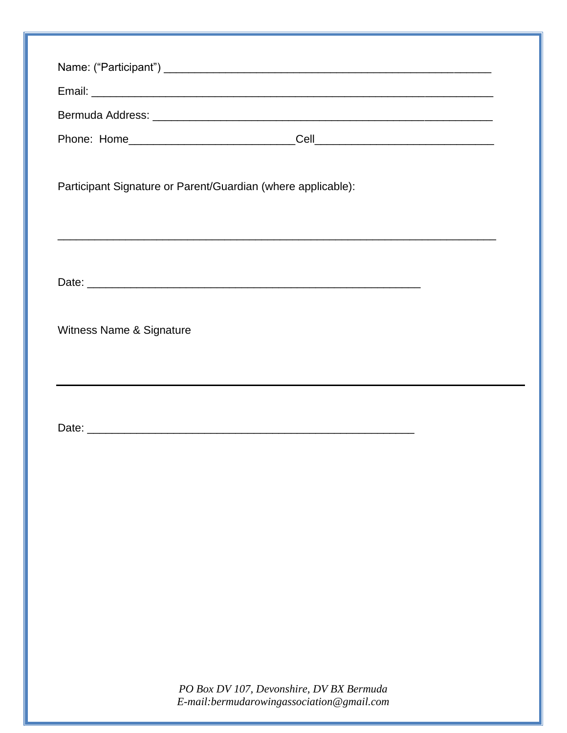Name: ("Participant") ______________________________________________________

Email: __________________________________________________________________

Bermuda Address: _________________________________________________________

Phone: Home___________________________Cell_____________________________

Participant Signature or Parent/Guardian (where applicable):

_________________________________________________________________________

Date: ______________________________________________________

Witness Name & Signature

_________________________________________________________________________

Date: _____________________________________________________

*PO Box DV 107, Devonshire, DV BX Bermuda*
*E-mail:bermudarowingassociation@gmail.com*